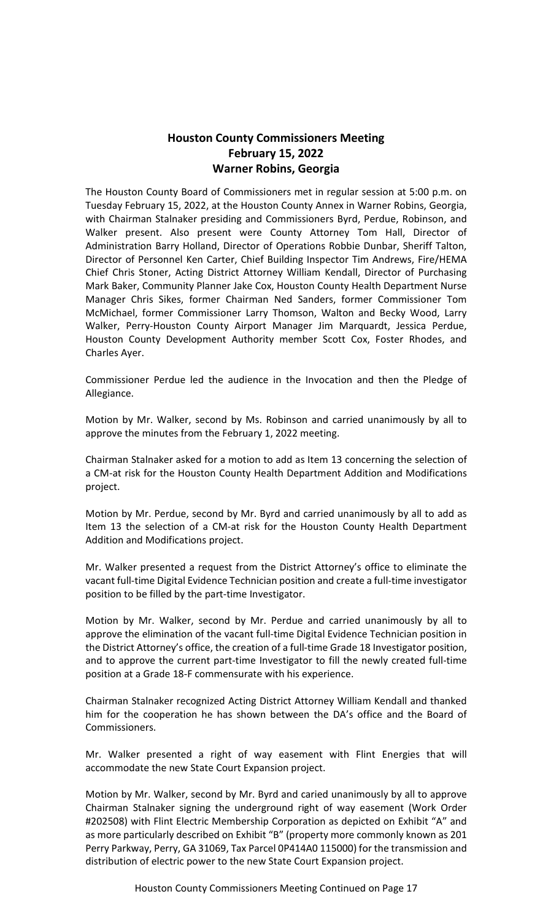# Houston County Commissioners Meeting
## February 15, 2022
## Warner Robins, Georgia

The Houston County Board of Commissioners met in regular session at 5:00 p.m. on Tuesday February 15, 2022, at the Houston County Annex in Warner Robins, Georgia, with Chairman Stalnaker presiding and Commissioners Byrd, Perdue, Robinson, and Walker present. Also present were County Attorney Tom Hall, Director of Administration Barry Holland, Director of Operations Robbie Dunbar, Sheriff Talton, Director of Personnel Ken Carter, Chief Building Inspector Tim Andrews, Fire/HEMA Chief Chris Stoner, Acting District Attorney William Kendall, Director of Purchasing Mark Baker, Community Planner Jake Cox, Houston County Health Department Nurse Manager Chris Sikes, former Chairman Ned Sanders, former Commissioner Tom McMichael, former Commissioner Larry Thomson, Walton and Becky Wood, Larry Walker, Perry-Houston County Airport Manager Jim Marquardt, Jessica Perdue, Houston County Development Authority member Scott Cox, Foster Rhodes, and Charles Ayer.

Commissioner Perdue led the audience in the Invocation and then the Pledge of Allegiance.

Motion by Mr. Walker, second by Ms. Robinson and carried unanimously by all to approve the minutes from the February 1, 2022 meeting.

Chairman Stalnaker asked for a motion to add as Item 13 concerning the selection of a CM-at risk for the Houston County Health Department Addition and Modifications project.

Motion by Mr. Perdue, second by Mr. Byrd and carried unanimously by all to add as Item 13 the selection of a CM-at risk for the Houston County Health Department Addition and Modifications project.

Mr. Walker presented a request from the District Attorney's office to eliminate the vacant full-time Digital Evidence Technician position and create a full-time investigator position to be filled by the part-time Investigator.

Motion by Mr. Walker, second by Mr. Perdue and carried unanimously by all to approve the elimination of the vacant full-time Digital Evidence Technician position in the District Attorney's office, the creation of a full-time Grade 18 Investigator position, and to approve the current part-time Investigator to fill the newly created full-time position at a Grade 18-F commensurate with his experience.

Chairman Stalnaker recognized Acting District Attorney William Kendall and thanked him for the cooperation he has shown between the DA's office and the Board of Commissioners.

Mr. Walker presented a right of way easement with Flint Energies that will accommodate the new State Court Expansion project.

Motion by Mr. Walker, second by Mr. Byrd and caried unanimously by all to approve Chairman Stalnaker signing the underground right of way easement (Work Order #202508) with Flint Electric Membership Corporation as depicted on Exhibit "A" and as more particularly described on Exhibit "B" (property more commonly known as 201 Perry Parkway, Perry, GA 31069, Tax Parcel 0P414A0 115000) for the transmission and distribution of electric power to the new State Court Expansion project.

Houston County Commissioners Meeting Continued on Page 17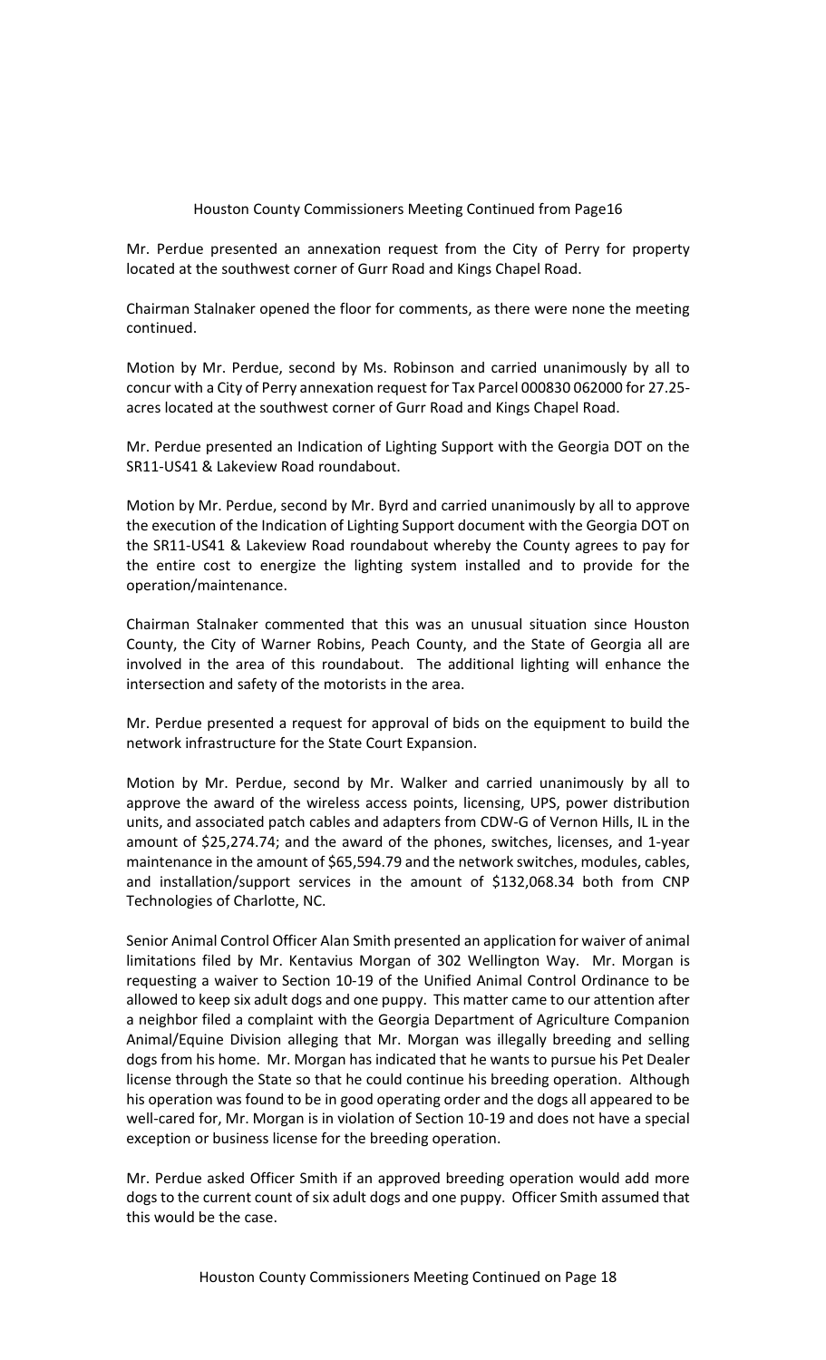Houston County Commissioners Meeting Continued from Page16

Mr. Perdue presented an annexation request from the City of Perry for property located at the southwest corner of Gurr Road and Kings Chapel Road.

Chairman Stalnaker opened the floor for comments, as there were none the meeting continued.

Motion by Mr. Perdue, second by Ms. Robinson and carried unanimously by all to concur with a City of Perry annexation request for Tax Parcel 000830 062000 for 27.25-acres located at the southwest corner of Gurr Road and Kings Chapel Road.

Mr. Perdue presented an Indication of Lighting Support with the Georgia DOT on the SR11-US41 & Lakeview Road roundabout.

Motion by Mr. Perdue, second by Mr. Byrd and carried unanimously by all to approve the execution of the Indication of Lighting Support document with the Georgia DOT on the SR11-US41 & Lakeview Road roundabout whereby the County agrees to pay for the entire cost to energize the lighting system installed and to provide for the operation/maintenance.

Chairman Stalnaker commented that this was an unusual situation since Houston County, the City of Warner Robins, Peach County, and the State of Georgia all are involved in the area of this roundabout. The additional lighting will enhance the intersection and safety of the motorists in the area.

Mr. Perdue presented a request for approval of bids on the equipment to build the network infrastructure for the State Court Expansion.

Motion by Mr. Perdue, second by Mr. Walker and carried unanimously by all to approve the award of the wireless access points, licensing, UPS, power distribution units, and associated patch cables and adapters from CDW-G of Vernon Hills, IL in the amount of $25,274.74; and the award of the phones, switches, licenses, and 1-year maintenance in the amount of $65,594.79 and the network switches, modules, cables, and installation/support services in the amount of $132,068.34 both from CNP Technologies of Charlotte, NC.

Senior Animal Control Officer Alan Smith presented an application for waiver of animal limitations filed by Mr. Kentavius Morgan of 302 Wellington Way. Mr. Morgan is requesting a waiver to Section 10-19 of the Unified Animal Control Ordinance to be allowed to keep six adult dogs and one puppy. This matter came to our attention after a neighbor filed a complaint with the Georgia Department of Agriculture Companion Animal/Equine Division alleging that Mr. Morgan was illegally breeding and selling dogs from his home. Mr. Morgan has indicated that he wants to pursue his Pet Dealer license through the State so that he could continue his breeding operation. Although his operation was found to be in good operating order and the dogs all appeared to be well-cared for, Mr. Morgan is in violation of Section 10-19 and does not have a special exception or business license for the breeding operation.

Mr. Perdue asked Officer Smith if an approved breeding operation would add more dogs to the current count of six adult dogs and one puppy. Officer Smith assumed that this would be the case.

Houston County Commissioners Meeting Continued on Page 18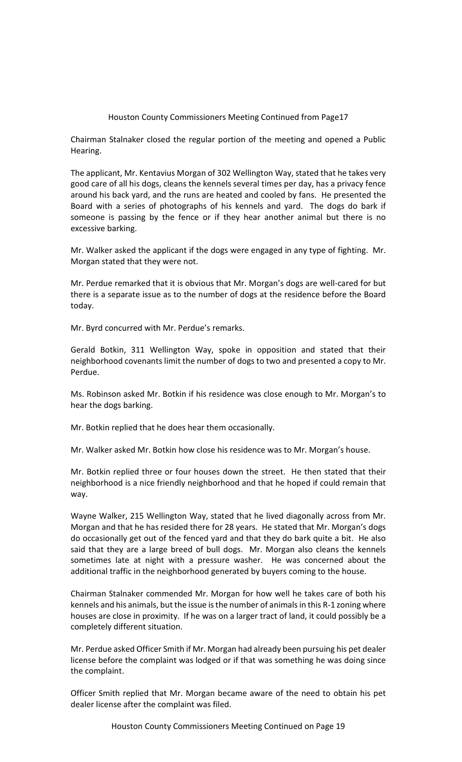Houston County Commissioners Meeting Continued from Page17

Chairman Stalnaker closed the regular portion of the meeting and opened a Public Hearing.

The applicant, Mr. Kentavius Morgan of 302 Wellington Way, stated that he takes very good care of all his dogs, cleans the kennels several times per day, has a privacy fence around his back yard, and the runs are heated and cooled by fans. He presented the Board with a series of photographs of his kennels and yard. The dogs do bark if someone is passing by the fence or if they hear another animal but there is no excessive barking.

Mr. Walker asked the applicant if the dogs were engaged in any type of fighting. Mr. Morgan stated that they were not.

Mr. Perdue remarked that it is obvious that Mr. Morgan's dogs are well-cared for but there is a separate issue as to the number of dogs at the residence before the Board today.

Mr. Byrd concurred with Mr. Perdue's remarks.

Gerald Botkin, 311 Wellington Way, spoke in opposition and stated that their neighborhood covenants limit the number of dogs to two and presented a copy to Mr. Perdue.

Ms. Robinson asked Mr. Botkin if his residence was close enough to Mr. Morgan's to hear the dogs barking.

Mr. Botkin replied that he does hear them occasionally.

Mr. Walker asked Mr. Botkin how close his residence was to Mr. Morgan's house.

Mr. Botkin replied three or four houses down the street. He then stated that their neighborhood is a nice friendly neighborhood and that he hoped if could remain that way.

Wayne Walker, 215 Wellington Way, stated that he lived diagonally across from Mr. Morgan and that he has resided there for 28 years. He stated that Mr. Morgan's dogs do occasionally get out of the fenced yard and that they do bark quite a bit. He also said that they are a large breed of bull dogs. Mr. Morgan also cleans the kennels sometimes late at night with a pressure washer. He was concerned about the additional traffic in the neighborhood generated by buyers coming to the house.

Chairman Stalnaker commended Mr. Morgan for how well he takes care of both his kennels and his animals, but the issue is the number of animals in this R-1 zoning where houses are close in proximity. If he was on a larger tract of land, it could possibly be a completely different situation.

Mr. Perdue asked Officer Smith if Mr. Morgan had already been pursuing his pet dealer license before the complaint was lodged or if that was something he was doing since the complaint.

Officer Smith replied that Mr. Morgan became aware of the need to obtain his pet dealer license after the complaint was filed.

Houston County Commissioners Meeting Continued on Page 19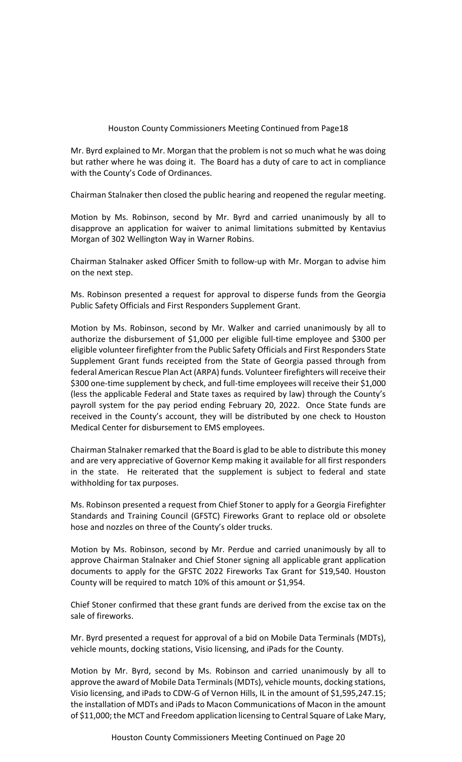Mr. Byrd explained to Mr. Morgan that the problem is not so much what he was doing but rather where he was doing it. The Board has a duty of care to act in compliance with the County's Code of Ordinances.

Chairman Stalnaker then closed the public hearing and reopened the regular meeting.

Motion by Ms. Robinson, second by Mr. Byrd and carried unanimously by all to disapprove an application for waiver to animal limitations submitted by Kentavius Morgan of 302 Wellington Way in Warner Robins.

Chairman Stalnaker asked Officer Smith to follow-up with Mr. Morgan to advise him on the next step.

Ms. Robinson presented a request for approval to disperse funds from the Georgia Public Safety Officials and First Responders Supplement Grant.

Motion by Ms. Robinson, second by Mr. Walker and carried unanimously by all to authorize the disbursement of $1,000 per eligible full-time employee and $300 per eligible volunteer firefighter from the Public Safety Officials and First Responders State Supplement Grant funds receipted from the State of Georgia passed through from federal American Rescue Plan Act (ARPA) funds. Volunteer firefighters will receive their $300 one-time supplement by check, and full-time employees will receive their $1,000 (less the applicable Federal and State taxes as required by law) through the County's payroll system for the pay period ending February 20, 2022. Once State funds are received in the County's account, they will be distributed by one check to Houston Medical Center for disbursement to EMS employees.

Chairman Stalnaker remarked that the Board is glad to be able to distribute this money and are very appreciative of Governor Kemp making it available for all first responders in the state. He reiterated that the supplement is subject to federal and state withholding for tax purposes.

Ms. Robinson presented a request from Chief Stoner to apply for a Georgia Firefighter Standards and Training Council (GFSTC) Fireworks Grant to replace old or obsolete hose and nozzles on three of the County's older trucks.

Motion by Ms. Robinson, second by Mr. Perdue and carried unanimously by all to approve Chairman Stalnaker and Chief Stoner signing all applicable grant application documents to apply for the GFSTC 2022 Fireworks Tax Grant for $19,540. Houston County will be required to match 10% of this amount or $1,954.

Chief Stoner confirmed that these grant funds are derived from the excise tax on the sale of fireworks.

Mr. Byrd presented a request for approval of a bid on Mobile Data Terminals (MDTs), vehicle mounts, docking stations, Visio licensing, and iPads for the County.

Motion by Mr. Byrd, second by Ms. Robinson and carried unanimously by all to approve the award of Mobile Data Terminals (MDTs), vehicle mounts, docking stations, Visio licensing, and iPads to CDW-G of Vernon Hills, IL in the amount of $1,595,247.15; the installation of MDTs and iPads to Macon Communications of Macon in the amount of $11,000; the MCT and Freedom application licensing to Central Square of Lake Mary,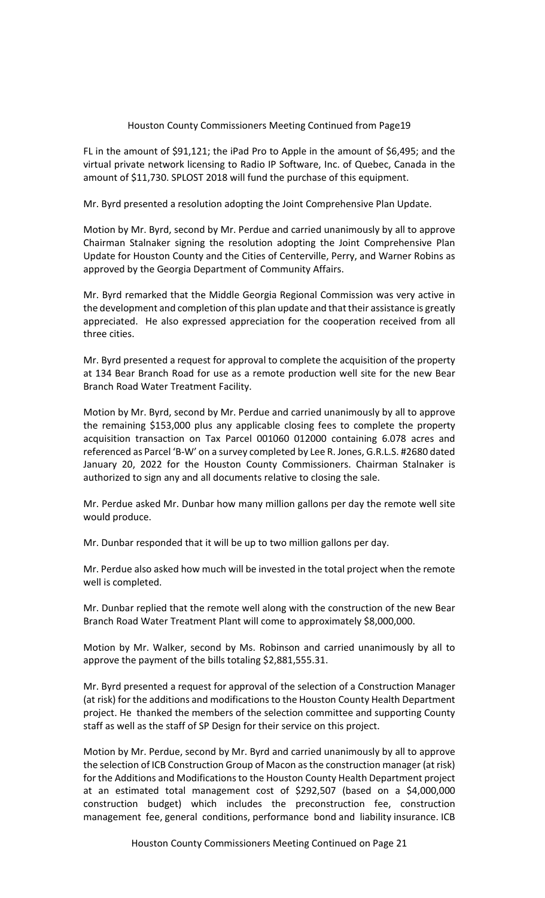FL in the amount of $91,121; the iPad Pro to Apple in the amount of $6,495; and the virtual private network licensing to Radio IP Software, Inc. of Quebec, Canada in the amount of $11,730. SPLOST 2018 will fund the purchase of this equipment.

Mr. Byrd presented a resolution adopting the Joint Comprehensive Plan Update.

Motion by Mr. Byrd, second by Mr. Perdue and carried unanimously by all to approve Chairman Stalnaker signing the resolution adopting the Joint Comprehensive Plan Update for Houston County and the Cities of Centerville, Perry, and Warner Robins as approved by the Georgia Department of Community Affairs.

Mr. Byrd remarked that the Middle Georgia Regional Commission was very active in the development and completion of this plan update and that their assistance is greatly appreciated. He also expressed appreciation for the cooperation received from all three cities.

Mr. Byrd presented a request for approval to complete the acquisition of the property at 134 Bear Branch Road for use as a remote production well site for the new Bear Branch Road Water Treatment Facility.

Motion by Mr. Byrd, second by Mr. Perdue and carried unanimously by all to approve the remaining $153,000 plus any applicable closing fees to complete the property acquisition transaction on Tax Parcel 001060 012000 containing 6.078 acres and referenced as Parcel 'B-W' on a survey completed by Lee R. Jones, G.R.L.S. #2680 dated January 20, 2022 for the Houston County Commissioners. Chairman Stalnaker is authorized to sign any and all documents relative to closing the sale.

Mr. Perdue asked Mr. Dunbar how many million gallons per day the remote well site would produce.

Mr. Dunbar responded that it will be up to two million gallons per day.

Mr. Perdue also asked how much will be invested in the total project when the remote well is completed.

Mr. Dunbar replied that the remote well along with the construction of the new Bear Branch Road Water Treatment Plant will come to approximately $8,000,000.

Motion by Mr. Walker, second by Ms. Robinson and carried unanimously by all to approve the payment of the bills totaling $2,881,555.31.

Mr. Byrd presented a request for approval of the selection of a Construction Manager (at risk) for the additions and modifications to the Houston County Health Department project. He thanked the members of the selection committee and supporting County staff as well as the staff of SP Design for their service on this project.

Motion by Mr. Perdue, second by Mr. Byrd and carried unanimously by all to approve the selection of ICB Construction Group of Macon as the construction manager (at risk) for the Additions and Modifications to the Houston County Health Department project at an estimated total management cost of $292,507 (based on a $4,000,000 construction budget) which includes the preconstruction fee, construction management fee, general conditions, performance bond and liability insurance. ICB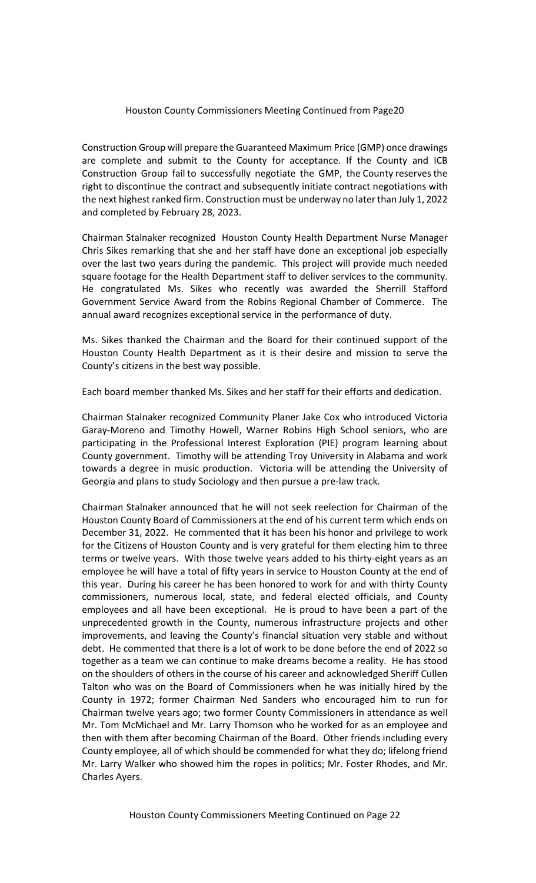Construction Group will prepare the Guaranteed Maximum Price (GMP) once drawings are complete and submit to the County for acceptance. If the County and ICB Construction Group fail to successfully negotiate the GMP, the County reserves the right to discontinue the contract and subsequently initiate contract negotiations with the next highest ranked firm. Construction must be underway no later than July 1, 2022 and completed by February 28, 2023.

Chairman Stalnaker recognized Houston County Health Department Nurse Manager Chris Sikes remarking that she and her staff have done an exceptional job especially over the last two years during the pandemic. This project will provide much needed square footage for the Health Department staff to deliver services to the community. He congratulated Ms. Sikes who recently was awarded the Sherrill Stafford Government Service Award from the Robins Regional Chamber of Commerce. The annual award recognizes exceptional service in the performance of duty.

Ms. Sikes thanked the Chairman and the Board for their continued support of the Houston County Health Department as it is their desire and mission to serve the County's citizens in the best way possible.

Each board member thanked Ms. Sikes and her staff for their efforts and dedication.

Chairman Stalnaker recognized Community Planer Jake Cox who introduced Victoria Garay-Moreno and Timothy Howell, Warner Robins High School seniors, who are participating in the Professional Interest Exploration (PIE) program learning about County government. Timothy will be attending Troy University in Alabama and work towards a degree in music production. Victoria will be attending the University of Georgia and plans to study Sociology and then pursue a pre-law track.

Chairman Stalnaker announced that he will not seek reelection for Chairman of the Houston County Board of Commissioners at the end of his current term which ends on December 31, 2022. He commented that it has been his honor and privilege to work for the Citizens of Houston County and is very grateful for them electing him to three terms or twelve years. With those twelve years added to his thirty-eight years as an employee he will have a total of fifty years in service to Houston County at the end of this year. During his career he has been honored to work for and with thirty County commissioners, numerous local, state, and federal elected officials, and County employees and all have been exceptional. He is proud to have been a part of the unprecedented growth in the County, numerous infrastructure projects and other improvements, and leaving the County's financial situation very stable and without debt. He commented that there is a lot of work to be done before the end of 2022 so together as a team we can continue to make dreams become a reality. He has stood on the shoulders of others in the course of his career and acknowledged Sheriff Cullen Talton who was on the Board of Commissioners when he was initially hired by the County in 1972; former Chairman Ned Sanders who encouraged him to run for Chairman twelve years ago; two former County Commissioners in attendance as well Mr. Tom McMichael and Mr. Larry Thomson who he worked for as an employee and then with them after becoming Chairman of the Board. Other friends including every County employee, all of which should be commended for what they do; lifelong friend Mr. Larry Walker who showed him the ropes in politics; Mr. Foster Rhodes, and Mr. Charles Ayers.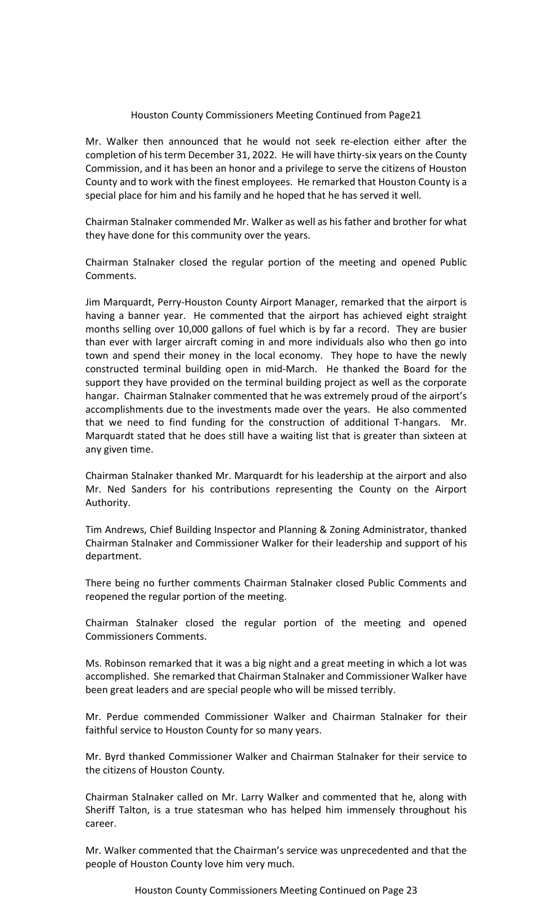Houston County Commissioners Meeting Continued from Page21

Mr. Walker then announced that he would not seek re-election either after the completion of his term December 31, 2022. He will have thirty-six years on the County Commission, and it has been an honor and a privilege to serve the citizens of Houston County and to work with the finest employees. He remarked that Houston County is a special place for him and his family and he hoped that he has served it well.

Chairman Stalnaker commended Mr. Walker as well as his father and brother for what they have done for this community over the years.

Chairman Stalnaker closed the regular portion of the meeting and opened Public Comments.

Jim Marquardt, Perry-Houston County Airport Manager, remarked that the airport is having a banner year. He commented that the airport has achieved eight straight months selling over 10,000 gallons of fuel which is by far a record. They are busier than ever with larger aircraft coming in and more individuals also who then go into town and spend their money in the local economy. They hope to have the newly constructed terminal building open in mid-March. He thanked the Board for the support they have provided on the terminal building project as well as the corporate hangar. Chairman Stalnaker commented that he was extremely proud of the airport's accomplishments due to the investments made over the years. He also commented that we need to find funding for the construction of additional T-hangars. Mr. Marquardt stated that he does still have a waiting list that is greater than sixteen at any given time.

Chairman Stalnaker thanked Mr. Marquardt for his leadership at the airport and also Mr. Ned Sanders for his contributions representing the County on the Airport Authority.

Tim Andrews, Chief Building Inspector and Planning & Zoning Administrator, thanked Chairman Stalnaker and Commissioner Walker for their leadership and support of his department.

There being no further comments Chairman Stalnaker closed Public Comments and reopened the regular portion of the meeting.

Chairman Stalnaker closed the regular portion of the meeting and opened Commissioners Comments.

Ms. Robinson remarked that it was a big night and a great meeting in which a lot was accomplished. She remarked that Chairman Stalnaker and Commissioner Walker have been great leaders and are special people who will be missed terribly.

Mr. Perdue commended Commissioner Walker and Chairman Stalnaker for their faithful service to Houston County for so many years.

Mr. Byrd thanked Commissioner Walker and Chairman Stalnaker for their service to the citizens of Houston County.

Chairman Stalnaker called on Mr. Larry Walker and commented that he, along with Sheriff Talton, is a true statesman who has helped him immensely throughout his career.

Mr. Walker commented that the Chairman's service was unprecedented and that the people of Houston County love him very much.

Houston County Commissioners Meeting Continued on Page 23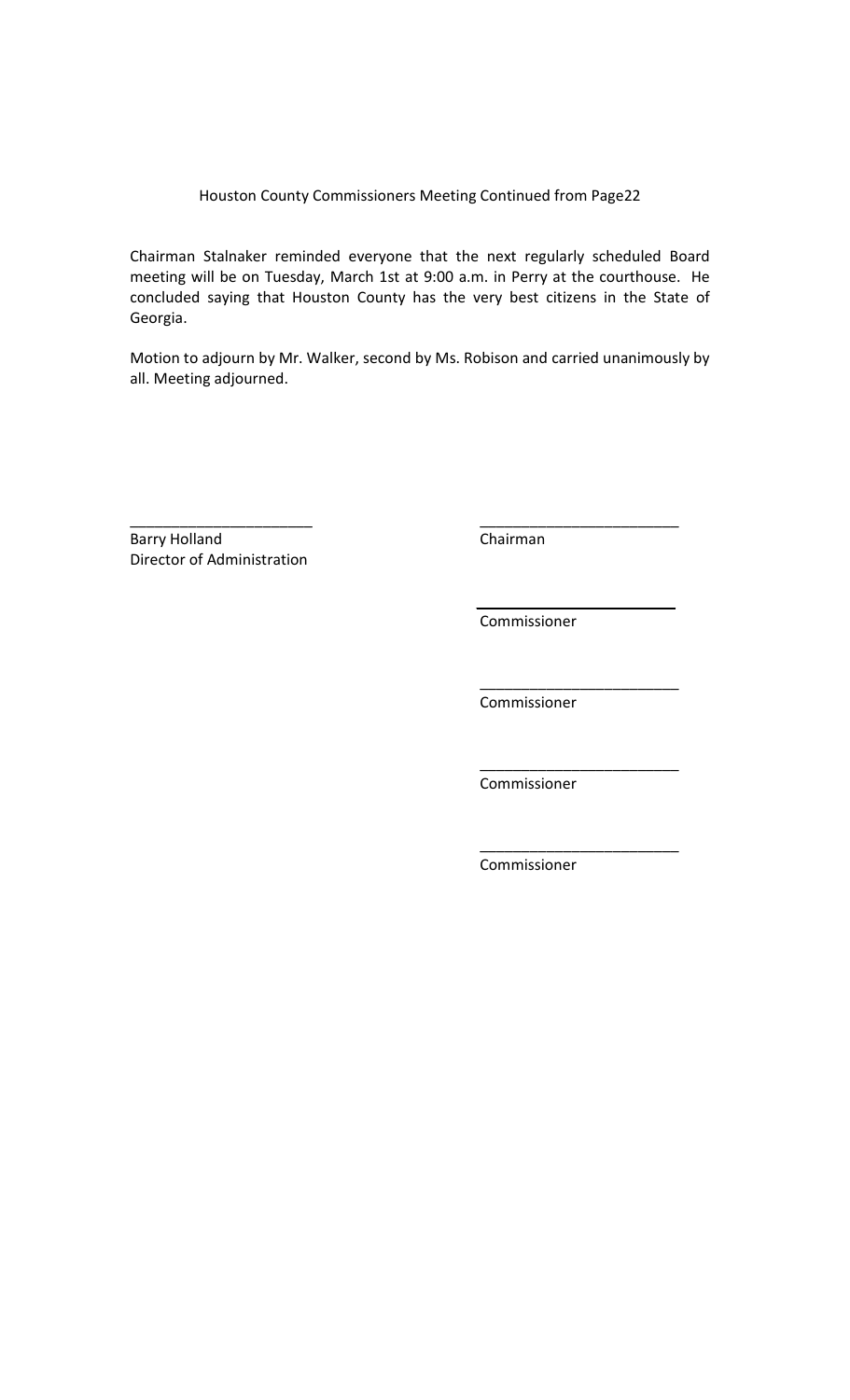Houston County Commissioners Meeting Continued from Page22

Chairman Stalnaker reminded everyone that the next regularly scheduled Board meeting will be on Tuesday, March 1st at 9:00 a.m. in Perry at the courthouse. He concluded saying that Houston County has the very best citizens in the State of Georgia.

Motion to adjourn by Mr. Walker, second by Ms. Robison and carried unanimously by all. Meeting adjourned.

| | |
|---|---|
| ______________________ | ________________________ |
| Barry Holland<br>Director of Administration | Chairman |
| | ________________________<br>Commissioner |
| | ________________________<br>Commissioner |
| | ________________________<br>Commissioner |
| | ________________________<br>Commissioner |